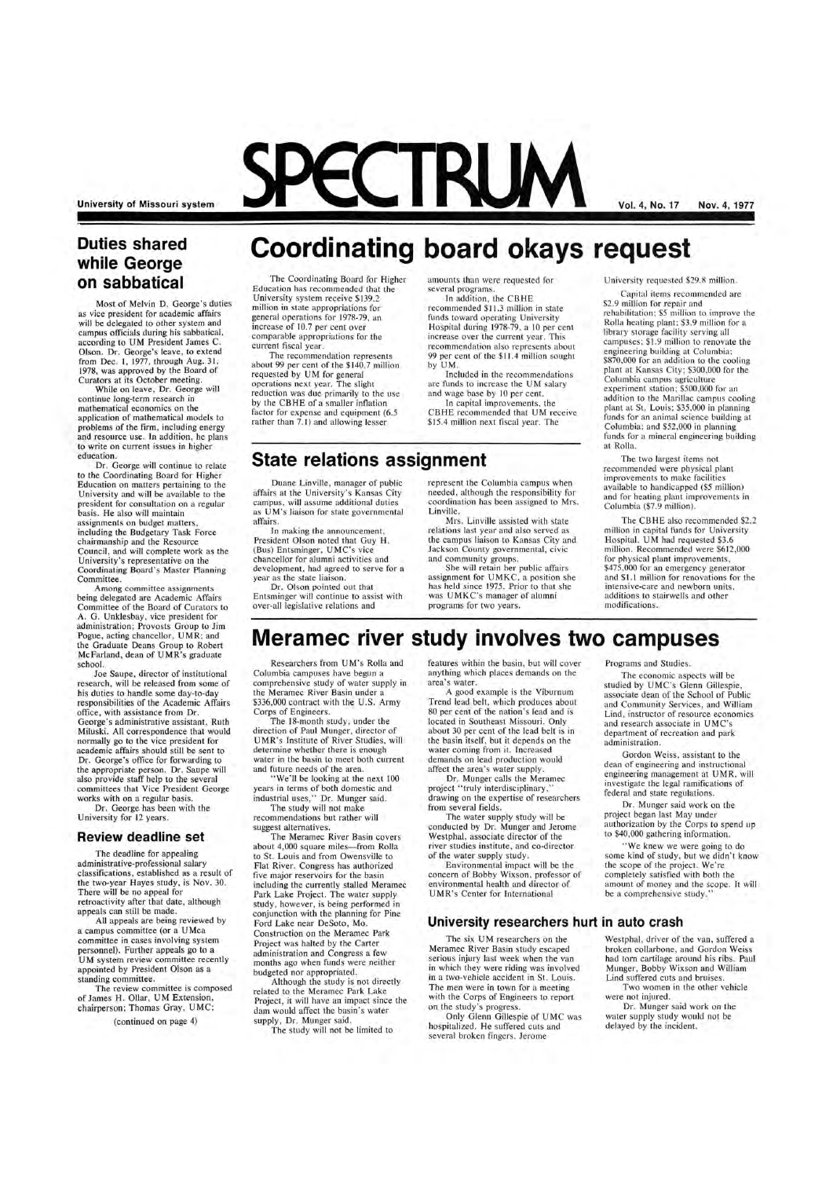# SPECTRUM

University of Missouri system — Vol. 4, No. 17 — Nov. 4, 1977

## Duties shared while George on sabbatical

Most of Melvin D. George's duties as vice president for academic affairs will be delegated to other system and campus officials during his sabbatical, according to UM President James C. Olson. Dr. George's leave, to extend from Dec. 1, 1977, through Aug. 31, 1978, was approved by the Board of Curators at its October meeting.

While on leave, Dr. George will continue long-term research in mathematical economics on the application of mathematical models to problems of the firm, including energy and resource use. In addition, he plans to write on current issues in higher education.

Dr. George will continue to relate to the Coordinating Board for Higher Education on matters pertaining to the University and will be available to the president for consultation on a regular basis. He also will maintain assignments on budget matters, including the Budgetary Task Force chairmanship and the Resource Council, and will complete work as the University's representative on the Coordinating Board's Master Planning Committee.

Among committee assignments being delegated are Academic Affairs Committee of the Board of Curators to A. G. Unklesbay, vice president for administration; Provosts Group to Jim Pogue, acting chancellor, UMR; and the Graduate Deans Group to Robert McFarland, dean of UMR's graduate school.

Joe Saupe, director of institutional research, will be released from some of his duties to handle some day-to-day responsibilities of the Academic Affairs office, with assistance from Dr. George's administrative assistant, Ruth Miluski. All correspondence that would normally go to the vice president for academic affairs should still be sent to Dr. George's office for forwarding to the appropriate person. Dr. Saupe will also provide staff help to the several committees that Vice President George works with on a regular basis.

Dr. George has been with the University for 12 years.

### Review deadline set

The deadline for appealing administrative-professional salary classifications, established as a result of the two-year Hayes study, is Nov. 30. There will be no appeal for retroactivity after that date, although appeals can still be made.

All appeals are being reviewed by a campus committee (or a UMca committee in cases involving system personnel). Further appeals go to a UM system review committee recently appointed by President Olson as a standing committee.

The review committee is composed of James H. Ollar, UM Extension, chairperson; Thomas Gray, UMC;

(continued on page 4)

# Coordinating board okays request

The Coordinating Board for Higher Education has recommended that the University system receive $139.2 million in state appropriations for general operations for 1978-79, an increase of 10.7 per cent over comparable appropriations for the current fiscal year.

The recommendation represents about 99 per cent of the $140.7 million requested by UM for general operations next year. The slight reduction was due primarily to the use by the CBHE of a smaller inflation factor for expense and equipment (6.5 rather than 7.1) and allowing lesser amounts than were requested for several programs.

In addition, the CBHE recommended $11.3 million in state funds toward operating University Hospital during 1978-79, a 10 per cent increase over the current year. This recommendation also represents about 99 per cent of the $11.4 million sought by UM.

Included in the recommendations are funds to increase the UM salary and wage base by 10 per cent.

In capital improvements, the CBHE recommended that UM receive $15.4 million next fiscal year. The University requested $29.8 million.

Capital items recommended are $2.9 million for repair and rehabilitation; $5 million to improve the Rolla heating plant; $3.9 million for a library storage facility serving all campuses; $1.9 million to renovate the engineering building at Columbia; $870,000 for an addition to the cooling plant at Kansas City; $300,000 for the Columbia campus agriculture experiment station; $500,000 for an addition to the Marillac campus cooling plant at St. Louis; $35,000 in planning funds for an animal science building at Columbia; and $52,000 in planning funds for a mineral engineering building at Rolla.

The two largest items not recommended were physical plant improvements to make facilities available to handicapped ($5 million) and for heating plant improvements in Columbia ($7.9 million).

The CBHE also recommended $2.2 million in capital funds for University Hospital. UM had requested $3.6 million. Recommended were $612,000 for physical plant improvements, $475,000 for an emergency generator and $1.1 million for renovations for the intensive-care and newborn units, additions to stairwells and other modifications.

## State relations assignment

Duane Linville, manager of public affairs at the University's Kansas City campus, will assume additional duties as UM's liaison for state governmental affairs.

In making the announcement, President Olson noted that Guy H. (Bus) Entsminger, UMC's vice chancellor for alumni activities and development, had agreed to serve for a year as the state liaison.

Dr. Olson pointed out that Entsminger will continue to assist with over-all legislative relations and represent the Columbia campus when needed, although the responsibility for coordination has been assigned to Mrs. Linville.

Mrs. Linville assisted with state relations last year and also served as the campus liaison to Kansas City and Jackson County governmental, civic and community groups.

She will retain her public affairs assignment for UMKC, a position she has held since 1975. Prior to that she was UMKC's manager of alumni programs for two years.

# Meramec river study involves two campuses

Researchers from UM's Rolla and Columbia campuses have begun a comprehensive study of water supply in the Meramec River Basin under a $336,000 contract with the U.S. Army Corps of Engineers.

The 18-month study, under the direction of Paul Munger, director of UMR's Institute of River Studies, will determine whether there is enough water in the basin to meet both current and future needs of the area.

"We'll be looking at the next 100 years in terms of both domestic and industrial uses," Dr. Munger said.

The study will not make recommendations but rather will suggest alternatives.

The Meramec River Basin covers about 4,000 square miles—from Rolla to St. Louis and from Owensville to Flat River. Congress has authorized five major reservoirs for the basin including the currently stalled Meramec Park Lake Project. The water supply study, however, is being performed in conjunction with the planning for Pine Ford Lake near DeSoto, Mo. Construction on the Meramec Park Project was halted by the Carter administration and Congress a few months ago when funds were neither budgeted nor appropriated.

Although the study is not directly related to the Meramec Park Lake Project, it will have an impact since the dam would affect the basin's water supply, Dr. Munger said.

The study will not be limited to features within the basin, but will cover anything which places demands on the area's water.

A good example is the Viburnum Trend lead belt, which produces about 80 per cent of the nation's lead and is located in Southeast Missouri. Only about 30 per cent of the lead belt is in the basin itself, but it depends on the water coming from it. Increased demands on lead production would affect the area's water supply.

Dr. Munger calls the Meramec project "truly interdisciplinary," drawing on the expertise of researchers from several fields.

The water supply study will be conducted by Dr. Munger and Jerome Westphal, associate director of the river studies institute, and co-director of the water supply study.

Environmental impact will be the concern of Bobby Wixson, professor of environmental health and director of UMR's Center for International Programs and Studies.

The economic aspects will be studied by UMC's Glenn Gillespie, associate dean of the School of Public and Community Services, and William Lind, instructor of resource economics and research associate in UMC's department of recreation and park administration.

Gordon Weiss, assistant to the dean of engineering and instructional engineering management at UMR, will investigate the legal ramifications of federal and state regulations.

Dr. Munger said work on the project began last May under authorization by the Corps to spend up to $40,000 gathering information.

"We knew we were going to do some kind of study, but we didn't know the scope of the project. We're completely satisfied with both the amount of money and the scope. It will be a comprehensive study."

### University researchers hurt in auto crash

The six UM researchers on the Meramec River Basin study escaped serious injury last week when the van in which they were riding was involved in a two-vehicle accident in St. Louis. The men were in town for a meeting with the Corps of Engineers to report on the study's progress.

Only Glenn Gillespie of UMC was hospitalized. He suffered cuts and several broken fingers. Jerome Westphal, driver of the van, suffered a broken collarbone, and Gordon Weiss had torn cartilage around his ribs. Paul Munger, Bobby Wixson and William Lind suffered cuts and bruises.

Two women in the other vehicle were not injured.

Dr. Munger said work on the water supply study would not be delayed by the incident.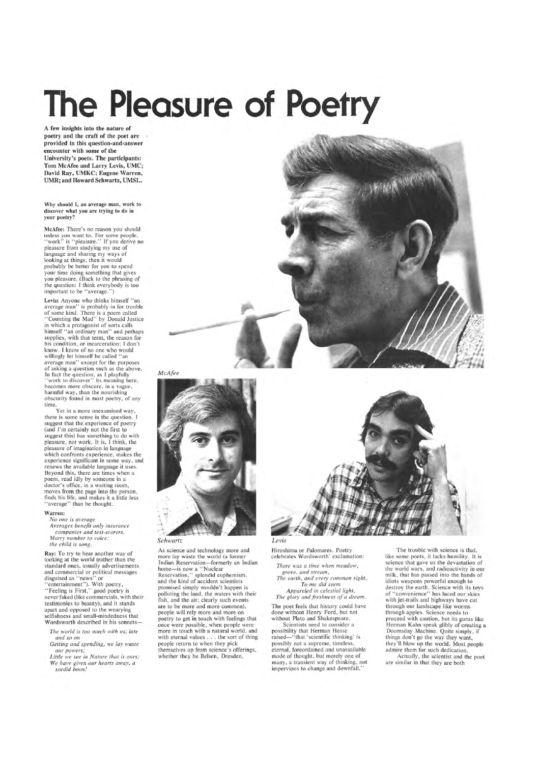# The Pleasure of Poetry

**A few insights into the nature of poetry and the craft of the poet are provided in this question-and-answer encounter with some of the University's poets. The participants: Tom McAfee and Larry Levis, UMC; David Ray, UMKC; Eugene Warren, UMR; and Howard Schwartz, UMSL.**

**Why should I, an average man, work to discover what you are trying to do in your poetry?**

**McAfee:** There's no reason you should unless you want to. For some people, "work" is "pleasure." If you derive no pleasure from studying my use of language and sharing my ways of looking at things, then it would probably be better for you to spend your time doing something that gives you pleasure. (Back to the phrasing of the question: I think everybody is too important to be "average.")

**Levis:** Anyone who thinks himself "an average man" is probably in for trouble of some kind. There is a poem called "Counting the Mad" by Donald Justice in which a protagonist of sorts calls himself "an ordinary man" and perhaps supplies, with that term, the reason for his condition, or incarceration; I don't know. I know of no one who would willingly let himself be called "an average man" except for the purposes of asking a question such as the above. In fact the question, as I playfully "work to discover" its meaning here, becomes more obscure, in a vague, harmful way, than the nourishing obscurity found in most poetry, of any time.

Yet in a more unexamined way, there is some sense in the question. I suggest that the experience of poetry (and I'm certainly not the first to suggest this) has something to do with pleasure, not work. It is, I think, the pleasure of imagination in language which confronts experience, makes the experience significant in some way, and renews the available language it uses. Beyond this, there are times when a poem, read idly by someone in a doctor's office, in a waiting room, moves from the page into the person, finds his life, and makes it a little less "average" than he thought.

**Warren:**

*No one is average*
*Averages benefit only insurance*
*companies and test-scorers.*
*Marry number to voice:*
*the child is song.*

**Ray:** To try to hear another way of looking at the world (rather than the standard ones, usually advertisements and commercial or political messages disguised as "news" or "entertainment"). With poetry, "Feeling is First," good poetry is never faked (like commercials, with their testimonies to beauty), and it stands apart and opposed to the wearying selfishness and small-mindedness that Wordsworth described in his sonnets—

*The world is too much with us; late*
*and so on*
*Getting and spending, we lay waste*
*our powers;*
*Little we see in Nature that is ours;*
*We have given our hearts away, a*
*sordid boon!*

McAfee

Schwartz

As science and technology more and more lay waste the world (a former Indian Reservation—formerly an Indian home—is now a "Nuclear Reservation," splendid euphemism, and the kind of accident scientists promised simply wouldn't happen is polluting the land, the waters with their fish, and the air; clearly such events are to be more and more common), people will rely more and more on poetry to get in touch with feelings that once were possible, when people were more in touch with a natural world, and with eternal values . . . the sort of thing people return to when they pick themselves up from science's offerings, whether they be Belsen, Dresden,

Levis

Hiroshima or Palomares. Poetry celebrates Wordsworth' exclamation:

*There was a time when meadow,*
*grove, and stream,*
*The earth, and every common sight,*
*To me did seem*
*Appareled in celestial light,*
*The glory and freshness of a dream.*

The poet feels that history could have done without Henry Ford, but not without Plato and Shakespeare.

Scientists need to consider a possibility that Herman Hesse raised—"that 'scientific thinking' is possibly not a supreme, timeless, eternal, foreordained and unassailable mode of thought, but merely one of many, a transient way of thinking, not impervious to change and downfall."

The trouble with science is that, like some poets, it lacks humility. It is science that gave us the devastation of the world wars, and radioactivity in our milk, that has passed into the hands of idiots weapons powerful enough to destroy the earth. Science with its toys of "convenience" has laced our skies with jet-trails and highways have cut through our landscape like worms through apples. Science needs to proceed with caution, but its gurus like Herman Kahn speak glibly of creating a Doomsday Machine. Quite simply, if things don't go the way they want, they'll blow up the world. Most people admire them for such dedication.

Actually, the scientist and the poet are similar in that they are both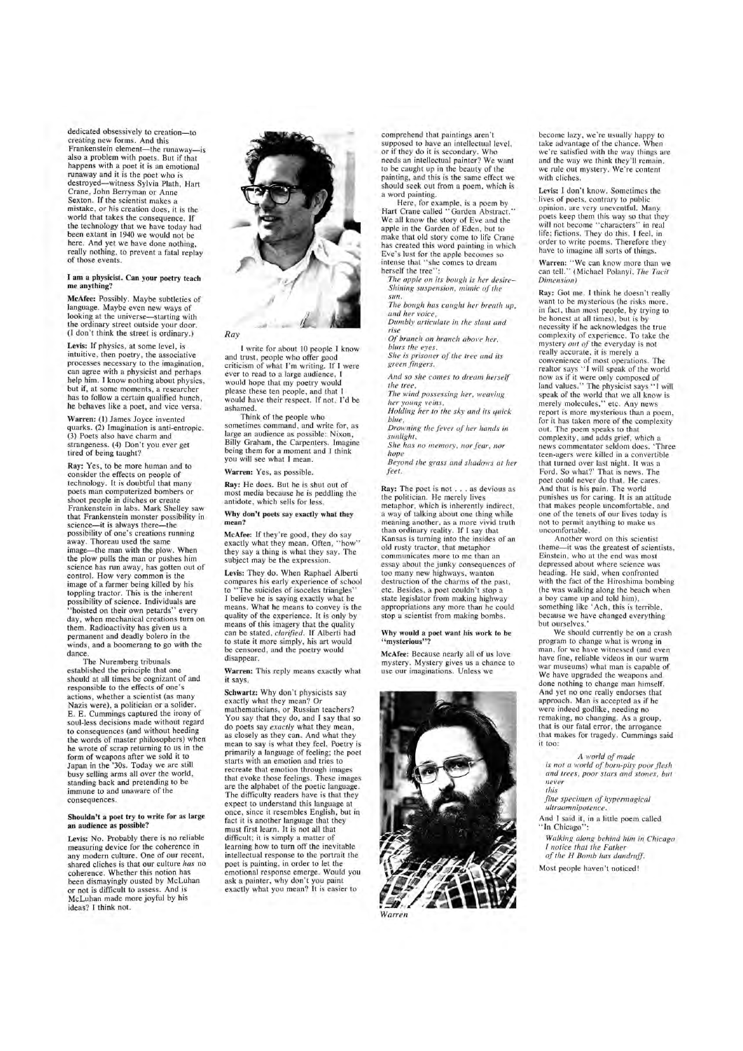dedicated obsessively to creation—to creating new forms. And this Frankenstein element—the runaway—is also a problem with poets. But if that happens with a poet it is an emotional runaway and it is the poet who is destroyed—witness Sylvia Plath, Hart Crane, John Berryman or Anne Sexton. If the scientist makes a mistake, or his creation does, it is the world that takes the consequence. If the technology that we have today had been extant in 1940 we would not be here. And yet we have done nothing, really nothing, to prevent a fatal replay of those events.

**I am a physicist. Can your poetry teach me anything?**

**McAfee:** Possibly. Maybe subtleties of language. Maybe even new ways of looking at the universe—starting with the ordinary street outside your door. (I don't think the street is ordinary.)

**Levis:** If physics, at some level, is intuitive, then poetry, the associative processes necessary to the imagination, can agree with a physicist and perhaps help him. I know nothing about physics, but if, at some moments, a researcher has to follow a certain qualified hunch, he behaves like a poet, and vice versa.

**Warren:** (1) James Joyce invented quarks. (2) Imagination is anti-entropic. (3) Poets also have charm and strangeness. (4) Don't you ever get tired of being taught?

**Ray:** Yes, to be more human and to consider the effects on people of technology. It is doubtful that many poets man computerized bombers or shoot people in ditches or create Frankenstein in labs. Mark Shelley saw that Frankenstein monster possibility in science—it is always there—the possibility of one's creations running away. Thoreau used the same image—the man with the plow. When the plow pulls the man or pushes him science has run away, has gotten out of control. How very common is the image of a farmer being killed by his toppling tractor. This is the inherent possibility of science. Individuals are "hoisted on their own petards" every day, when mechanical creations turn on them. Radioactivity has given us a permanent and deadly bolero in the winds, and a boomerang to go with the dance.

The Nuremberg tribunals established the principle that one should at all times be cognizant of and responsible to the effects of one's actions, whether a scientist (as many Nazis were), a politician or a solider. E. E. Cummings captured the irony of soul-less decisions made without regard to consequences (and without heeding the words of master philosophers) when he wrote of scrap returning to us in the form of weapons after we sold it to Japan in the '30s. Today we are still busy selling arms all over the world, standing back and pretending to be immune to and unaware of the consequences.

**Shouldn't a poet try to write for as large an audience as possible?**

**Levis:** No. Probably there is no reliable measuring device for the coherence in any modern culture. One of our recent, shared cliches is that our culture *has* no coherence. Whether this notion has been dismayingly ousted by McLuhan or not is difficult to assess. And is McLuhan made more joyful by his ideas? I think not.

*Ray*

I write for about 10 people I know and trust, people who offer good criticism of what I'm writing. If I were ever to read to a large audience, I would hope that my poetry would please these ten people, and that I would have their respect. If not, I'd be ashamed.

Think of the people who sometimes command, and write for, as large an audience as possible: Nixon, Billy Graham, the Carpenters. Imagine being them for a moment and I think you will see what I mean.

**Warren:** Yes, as possible.

**Ray:** He does. But he is shut out of most media because he is peddling the antidote, which sells for less.

**Why don't poets say exactly what they mean?**

**McAfee:** If they're good, they do say exactly what they mean. Often, "how" they say a thing is what they say. The subject may be the expression.

**Levis:** They do. When Raphael Alberti compares his early experience of school to "The suicides of isoceles triangles" I believe he is saying exactly what he means. What he means to convey is the quality of the experience. It is only by means of this imagery that the quality can be stated, *clarified*. If Alberti had to state it more simply, his art would be censored, and the poetry would disappear.

**Warren:** This reply means exactly what it says.

**Schwartz:** Why don't physicists say exactly what they mean? Or mathematicians, or Russian teachers? You say that they do, and I say that so do poets say *exactly* what they mean, as closely as they can. And what they mean to say is what they feel. Poetry is primarily a language of feeling; the poet starts with an emotion and tries to recreate that emotion through images that evoke those feelings. These images are the alphabet of the poetic language. The difficulty readers have is that they expect to understand this language at once, since it resembles English, but in fact it is another language that they must first learn. It is not all that difficult; it is simply a matter of learning how to turn off the inevitable intellectual response to the portrait the poet is painting, in order to let the emotional response emerge. Would you ask a painter, why don't you paint exactly what you mean? It is easier to comprehend that paintings aren't supposed to have an intellectual level, or if they do it is secondary. Who needs an intellectual painter? We want to be caught up in the beauty of the painting, and this is the same effect we should seek out from a poem, which is a word painting.

Here, for example, is a poem by Hart Crane called "Garden Abstract." We all know the story of Eve and the apple in the Garden of Eden, but to make that old story come to life Crane has created this word painting in which Eve's lust for the apple becomes so intense that "she comes to dream herself the tree":

*The apple on its bough is her desire–*
*Shining suspension, mimic of the sun.*
*The bough has caught her breath up, and her voice,*
*Dumbly articulate in the slant and rise*
*Of branch on branch above her, blurs the eyes.*
*She is prisoner of the tree and its green fingers.*

*And so she comes to dream herself the tree,*
*The wind possessing her, weaving her young veins,*
*Holding her to the sky and its quick blue,*
*Drowning the fever of her hands in sunlight.*
*She has no memory, nor fear, nor hope*
*Beyond the grass and shadows at her feet.*

**Ray:** The poet is not . . . as devious as the politician. He merely lives metaphor, which is inherently indirect, a way of talking about one thing while meaning another, as a more vivid truth than ordinary reality. If I say that Kansas is turning into the insides of an old rusty tractor, that metaphor communicates more to me than an essay about the junky consequences of too many new highways, wanton destruction of the charms of the past, etc. Besides, a poet couldn't stop a state legislator from making highway appropriations any more than he could stop a scientist from making bombs.

**Why would a poet want his work to be "mysterious"?**

**McAfee:** Because nearly all of us love mystery. Mystery gives us a chance to use our imaginations. Unless we become lazy, we're usually happy to take advantage of the chance. When we're satisfied with the way things are and the way we think they'll remain, we rule out mystery. We're content with cliches.

*Warren*

**Levis:** I don't know. Sometimes the lives of poets, contrary to public opinion, are very uneventful. Many poets keep them this way so that they will not become "characters" in real life; fictions. They do this, I feel, in order to write poems. Therefore they have to imagine all sorts of things.

**Warren:** "We can know more than we can tell." (Michael Polanyi, *The Tacit Dimension*)

**Ray:** Got me. I think he doesn't really want to be mysterious (he risks more, in fact, than most people, by trying to be honest at all times), but is by necessity if he acknowledges the true complexity of experience. To take the mystery *out of* the everyday is not really accurate, it is merely a convenience of most operations. The realtor says "I will speak of the world now as if it were only composed of land values." The physicist says "I will speak of the world that we all know is merely molecules," etc. Any news report is more mysterious than a poem, for it has taken more of the complexity out. The poem speaks to that complexity, and adds grief, which a news commentator seldom does. 'Three teen-agers were killed in a convertible that turned over last night. It was a Ford. So what?' That is news. The poet could never do that. He cares. And that is his pain. The world punishes us for caring. It is an attitude that makes people uncomfortable, and one of the tenets of our lives today is not to permit anything to make us uncomfortable.

Another word on this scientist theme—it was the greatest of scientists, Einstein, who at the end was most depressed about where science was heading. He said, when confronted with the fact of the Hiroshima bombing (he was walking along the beach when a boy came up and told him), something like 'Ach, this is terrible, because we have changed everything but ourselves.'

We should currently be on a crash program to change what is wrong in man, for we have witnessed (and even have fine, reliable videos in our warm war museums) what man is capable of. We have upgraded the weapons and done nothing to change man himself. And yet no one really endorses that approach. Man is accepted as if he were indeed godlike, needing no remaking, no changing. As a group, that is our fatal error, the arrogance that makes for tragedy. Cummings said it too:

*A world of made*
*is not a world of born-pity poor flesh*
*and trees, poor stars and stones, but never*
*this*
*fine specimen of hypermagical*
*ultraomnipotence.*

And I said it, in a little poem called "In Chicago":

*Walking along behind him in Chicago*
*I notice that the Father*
*of the H Bomb has dandruff.*

Most people haven't noticed!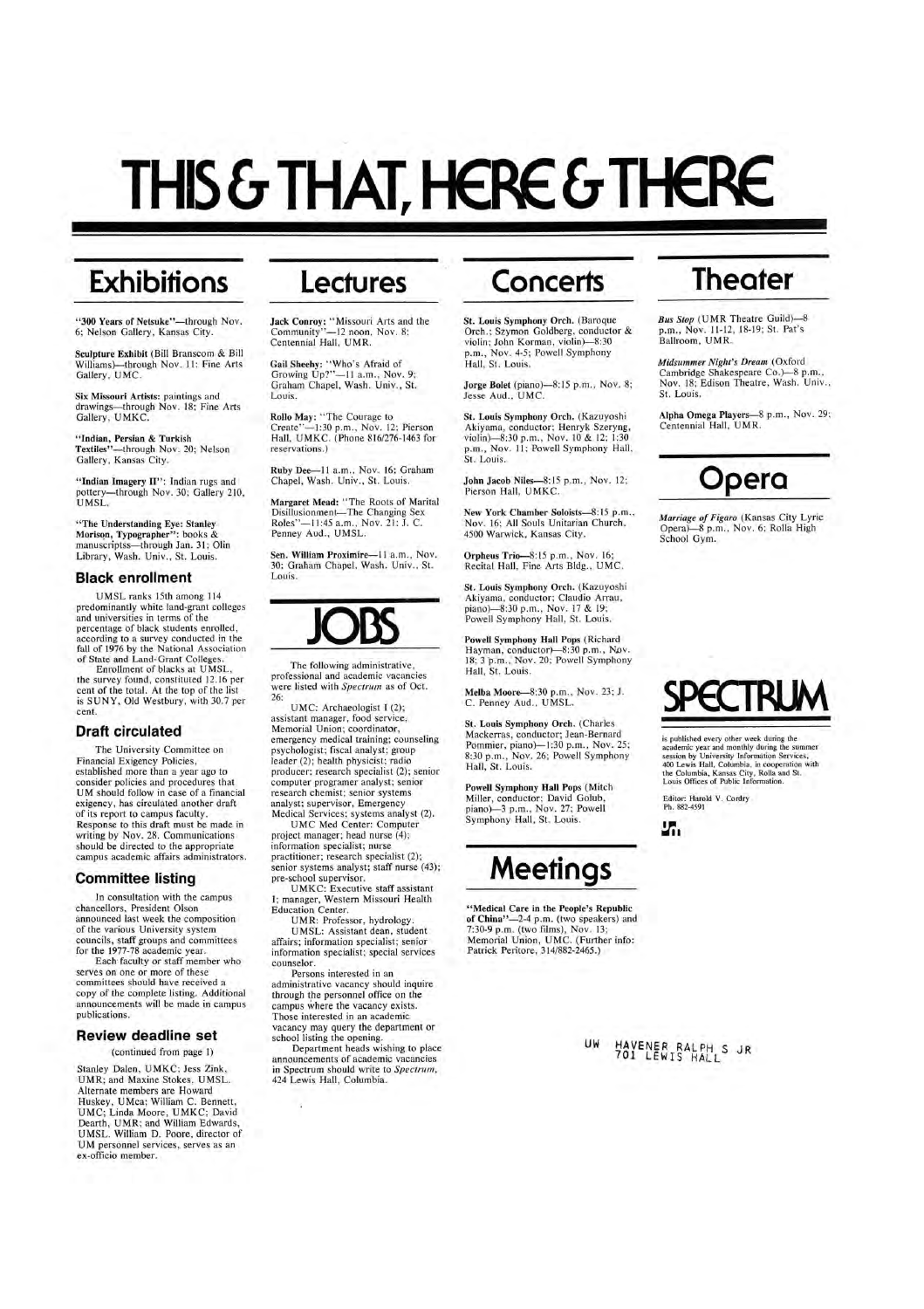# THIS & THAT, HERE & THERE

## Exhibitions

**"300 Years of Netsuke"**—through Nov. 6; Nelson Gallery, Kansas City.

**Sculpture Exhibit** (Bill Branscom & Bill Williams)—through Nov. 11; Fine Arts Gallery, UMC.

**Six Missouri Artists:** paintings and drawings—through Nov. 18; Fine Arts Gallery, UMKC.

**"Indian, Persian & Turkish Textiles"**—through Nov. 20; Nelson Gallery, Kansas City.

**"Indian Imagery II":** Indian rugs and pottery—through Nov. 30; Gallery 210, UMSL.

**"The Understanding Eye: Stanley Morison, Typographer":** books & manuscripts—through Jan. 31; Olin Library, Wash. Univ., St. Louis.

### Black enrollment

UMSL ranks 15th among 114 predominantly white land-grant colleges and universities in terms of the percentage of black students enrolled, according to a survey conducted in the fall of 1976 by the National Association of State and Land-Grant Colleges.

Enrollment of blacks at UMSL, the survey found, constituted 12.16 per cent of the total. At the top of the list is SUNY, Old Westbury, with 30.7 per cent.

### Draft circulated

The University Committee on Financial Exigency Policies, established more than a year ago to consider policies and procedures that UM should follow in case of a financial exigency, has circulated another draft of its report to campus faculty. Response to this draft must be made in writing by Nov. 28. Communications should be directed to the appropriate campus academic affairs administrators.

### Committee listing

In consultation with the campus chancellors, President Olson announced last week the composition of the various University system councils, staff groups and committees for the 1977-78 academic year.

Each faculty or staff member who serves on one or more of these committees should have received a copy of the complete listing. Additional announcements will be made in campus publications.

### Review deadline set

(continued from page 1)

Stanley Dalen, UMKC; Jess Zink, UMR; and Maxine Stokes, UMSL. Alternate members are Howard Huskey, UMca; William C. Bennett, UMC; Linda Moore, UMKC; David Dearth, UMR; and William Edwards, UMSL. William D. Poore, director of UM personnel services, serves as an ex-officio member.

## Lectures

**Jack Conroy:** "Missouri Arts and the Community"—12 noon, Nov. 8; Centennial Hall, UMR.

**Gail Sheehy:** "Who's Afraid of Growing Up?"—11 a.m., Nov. 9; Graham Chapel, Wash. Univ., St. Louis.

**Rollo May:** "The Courage to Create"—1:30 p.m., Nov. 12; Pierson Hall, UMKC. (Phone 816/276-1463 for reservations.)

**Ruby Dee**—11 a.m., Nov. 16; Graham Chapel, Wash. Univ., St. Louis.

**Margaret Mead:** "The Roots of Marital Disillusionment—The Changing Sex Roles"—11:45 a.m., Nov. 21; J. C. Penney Aud., UMSL.

**Sen. William Proximire**—11 a.m., Nov. 30; Graham Chapel, Wash. Univ., St. Louis.

## JOBS

The following administrative, professional and academic vacancies were listed with *Spectrum* as of Oct. 26:

UMC: Archaeologist I (2); assistant manager, food service, Memorial Union; coordinator, emergency medical training; counseling psychologist; fiscal analyst; group leader (2); health physicist; radio producer; research specialist (2); senior computer programer analyst; senior research chemist; senior systems analyst; supervisor, Emergency Medical Services; systems analyst (2).

UMC Med Center: Computer project manager; head nurse (4); information specialist; nurse practitioner; research specialist (2); senior systems analyst; staff nurse (43); pre-school supervisor.

UMKC: Executive staff assistant I; manager, Western Missouri Health Education Center.

UMR: Professor, hydrology.

UMSL: Assistant dean, student affairs; information specialist; senior information specialist; special services counselor.

Persons interested in an administrative vacancy should inquire through the personnel office on the campus where the vacancy exists. Those interested in an academic vacancy may query the department or school listing the opening.

Department heads wishing to place announcements of academic vacancies in Spectrum should write to *Spectrum*, 424 Lewis Hall, Columbia.

## Concerts

**St. Louis Symphony Orch.** (Baroque Orch.; Szymon Goldberg, conductor & violin; John Korman, violin)—8:30 p.m., Nov. 4-5; Powell Symphony Hall, St. Louis.

**Jorge Bolet** (piano)—8:15 p.m., Nov. 8; Jesse Aud., UMC.

**St. Louis Symphony Orch.** (Kazuyoshi Akiyama, conductor; Henryk Szeryng, violin)—8:30 p.m., Nov. 10 & 12; 1:30 p.m., Nov. 11; Powell Symphony Hall, St. Louis.

**John Jacob Niles**—8:15 p.m., Nov. 12; Pierson Hall, UMKC.

**New York Chamber Soloists**—8:15 p.m., Nov. 16; All Souls Unitarian Church, 4500 Warwick, Kansas City.

**Orpheus Trio**—8:15 p.m., Nov. 16; Recital Hall, Fine Arts Bldg., UMC.

**St. Louis Symphony Orch.** (Kazuyoshi Akiyama, conductor; Claudio Arrau, piano)—8:30 p.m., Nov. 17 & 19; Powell Symphony Hall, St. Louis.

**Powell Symphony Hall Pops** (Richard Hayman, conductor)—8:30 p.m., Nov. 18; 3 p.m., Nov. 20; Powell Symphony Hall, St. Louis.

**Melba Moore**—8:30 p.m., Nov. 23; J. C. Penney Aud., UMSL.

**St. Louis Symphony Orch.** (Charles Mackerras, conductor; Jean-Bernard Pommier, piano)—1:30 p.m., Nov. 25; 8:30 p.m., Nov. 26; Powell Symphony Hall, St. Louis.

**Powell Symphony Hall Pops** (Mitch Miller, conductor; David Golub, piano)—3 p.m., Nov. 27; Powell Symphony Hall, St. Louis.

## Meetings

**"Medical Care in the People's Republic of China"**—2-4 p.m. (two speakers) and 7:30-9 p.m. (two films), Nov. 13; Memorial Union, UMC. (Further info: Patrick Peritore, 314/882-2465.)

## Theater

***Bus Stop*** (UMR Theatre Guild)—8 p.m., Nov. 11-12, 18-19; St. Pat's Ballroom, UMR.

***Midsummer Night's Dream*** (Oxford Cambridge Shakespeare Co.)—8 p.m., Nov. 18; Edison Theatre, Wash. Univ., St. Louis.

**Alpha Omega Players**—8 p.m., Nov. 29; Centennial Hall, UMR.

## Opera

***Marriage of Figaro*** (Kansas City Lyric Opera)—8 p.m., Nov. 6; Rolla High School Gym.

## SPECTRUM

is published every other week during the academic year and monthly during the summer session by University Information Services, 400 Lewis Hall, Columbia, in cooperation with the Columbia, Kansas City, Rolla and St. Louis Offices of Public Information.

Editor: Harold V. Cordry
Ph. 882-4591

UM HAVENER RALPH S JR
701 LEWIS HALL